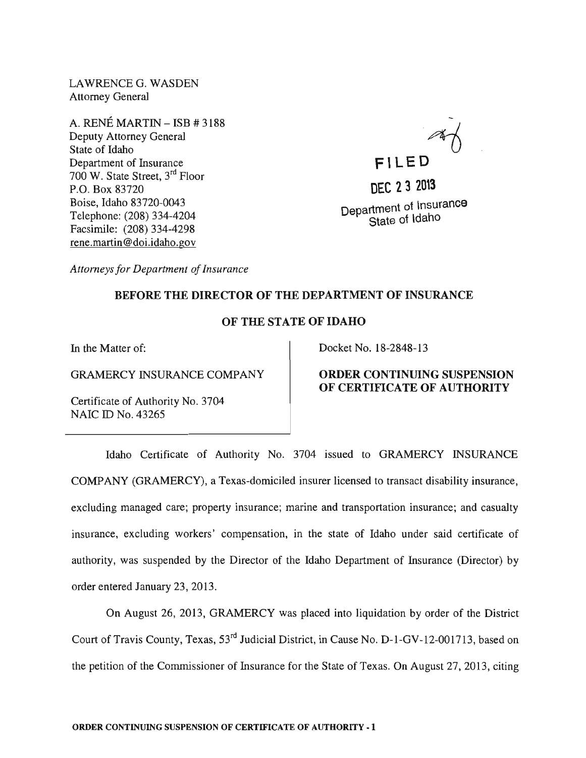LAWRENCE G. WASDEN
Attorney General

A. RENÉ MARTIN – ISB # 3188
Deputy Attorney General
State of Idaho
Department of Insurance
700 W. State Street, 3rd Floor
P.O. Box 83720
Boise, Idaho 83720-0043
Telephone: (208) 334-4204
Facsimile: (208) 334-4298
rene.martin@doi.idaho.gov

FILED

DEC 23 2013

Department of Insurance
State of Idaho

*Attorneys for Department of Insurance*

**BEFORE THE DIRECTOR OF THE DEPARTMENT OF INSURANCE**

**OF THE STATE OF IDAHO**

| | |
|---|---|
| In the Matter of:<br><br>GRAMERCY INSURANCE COMPANY<br><br>Certificate of Authority No. 3704<br>NAIC ID No. 43265 | Docket No. 18-2848-13<br><br>**ORDER CONTINUING SUSPENSION OF CERTIFICATE OF AUTHORITY** |

Idaho Certificate of Authority No. 3704 issued to GRAMERCY INSURANCE COMPANY (GRAMERCY), a Texas-domiciled insurer licensed to transact disability insurance, excluding managed care; property insurance; marine and transportation insurance; and casualty insurance, excluding workers' compensation, in the state of Idaho under said certificate of authority, was suspended by the Director of the Idaho Department of Insurance (Director) by order entered January 23, 2013.

On August 26, 2013, GRAMERCY was placed into liquidation by order of the District Court of Travis County, Texas, 53rd Judicial District, in Cause No. D-1-GV-12-001713, based on the petition of the Commissioner of Insurance for the State of Texas. On August 27, 2013, citing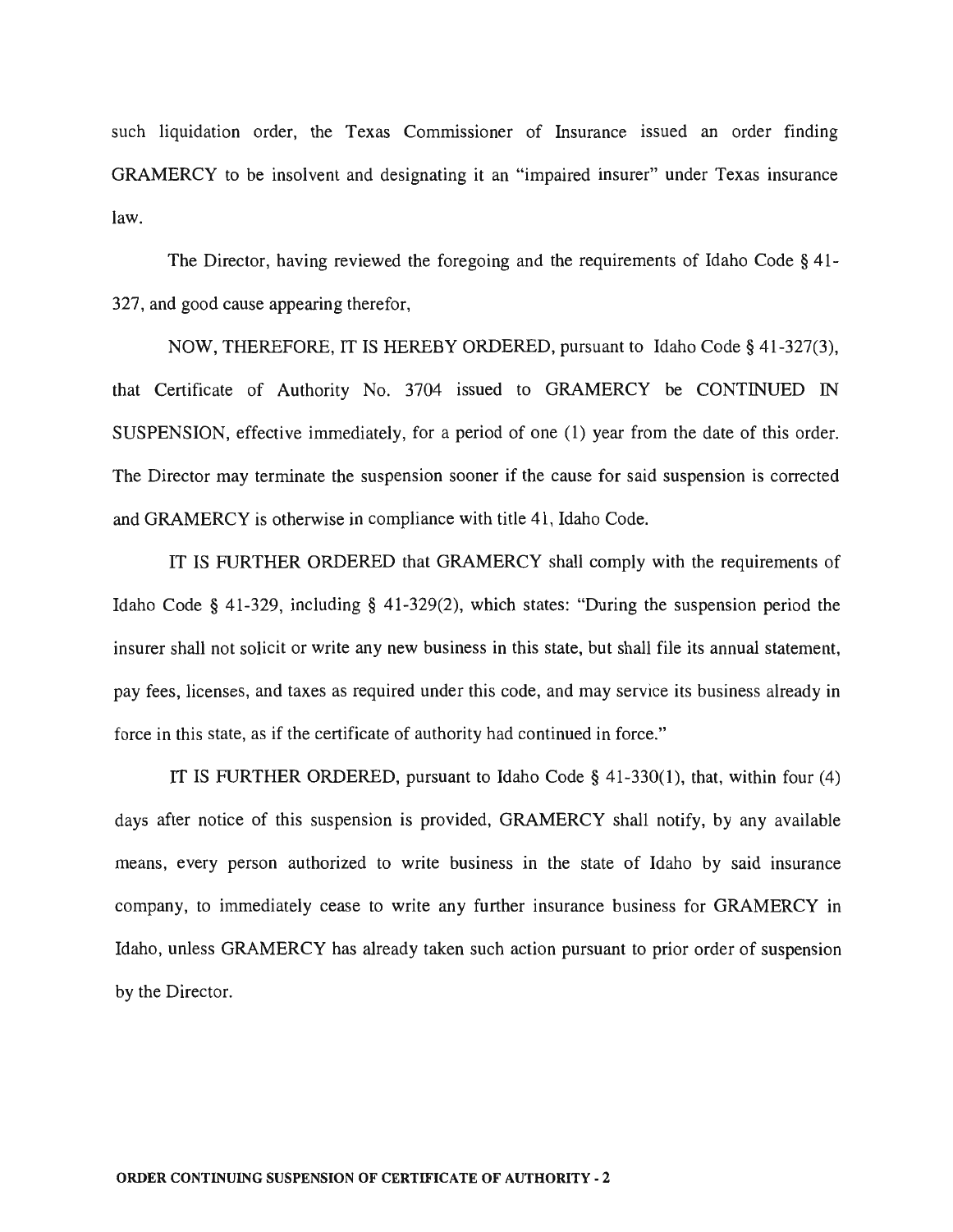such liquidation order, the Texas Commissioner of Insurance issued an order finding GRAMERCY to be insolvent and designating it an "impaired insurer" under Texas insurance law.

The Director, having reviewed the foregoing and the requirements of Idaho Code § 41-327, and good cause appearing therefor,

NOW, THEREFORE, IT IS HEREBY ORDERED, pursuant to Idaho Code § 41-327(3), that Certificate of Authority No. 3704 issued to GRAMERCY be CONTINUED IN SUSPENSION, effective immediately, for a period of one (1) year from the date of this order. The Director may terminate the suspension sooner if the cause for said suspension is corrected and GRAMERCY is otherwise in compliance with title 41, Idaho Code.

IT IS FURTHER ORDERED that GRAMERCY shall comply with the requirements of Idaho Code § 41-329, including § 41-329(2), which states: "During the suspension period the insurer shall not solicit or write any new business in this state, but shall file its annual statement, pay fees, licenses, and taxes as required under this code, and may service its business already in force in this state, as if the certificate of authority had continued in force."

IT IS FURTHER ORDERED, pursuant to Idaho Code § 41-330(1), that, within four (4) days after notice of this suspension is provided, GRAMERCY shall notify, by any available means, every person authorized to write business in the state of Idaho by said insurance company, to immediately cease to write any further insurance business for GRAMERCY in Idaho, unless GRAMERCY has already taken such action pursuant to prior order of suspension by the Director.

**ORDER CONTINUING SUSPENSION OF CERTIFICATE OF AUTHORITY - 2**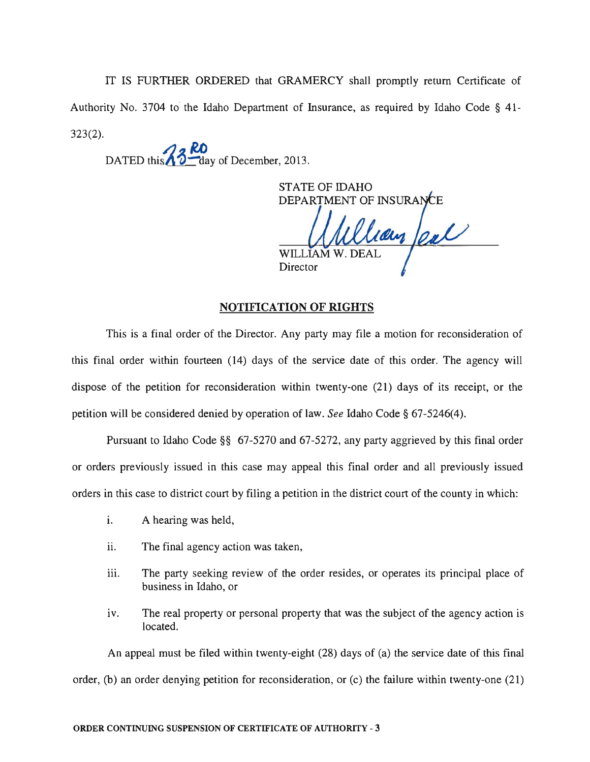IT IS FURTHER ORDERED that GRAMERCY shall promptly return Certificate of Authority No. 3704 to the Idaho Department of Insurance, as required by Idaho Code § 41-323(2).

DATED this 23rd day of December, 2013.

STATE OF IDAHO
DEPARTMENT OF INSURANCE

WILLIAM W. DEAL
Director

## NOTIFICATION OF RIGHTS

This is a final order of the Director. Any party may file a motion for reconsideration of this final order within fourteen (14) days of the service date of this order. The agency will dispose of the petition for reconsideration within twenty-one (21) days of its receipt, or the petition will be considered denied by operation of law. *See* Idaho Code § 67-5246(4).

Pursuant to Idaho Code §§ 67-5270 and 67-5272, any party aggrieved by this final order or orders previously issued in this case may appeal this final order and all previously issued orders in this case to district court by filing a petition in the district court of the county in which:

i. A hearing was held,

ii. The final agency action was taken,

iii. The party seeking review of the order resides, or operates its principal place of business in Idaho, or

iv. The real property or personal property that was the subject of the agency action is located.

An appeal must be filed within twenty-eight (28) days of (a) the service date of this final order, (b) an order denying petition for reconsideration, or (c) the failure within twenty-one (21)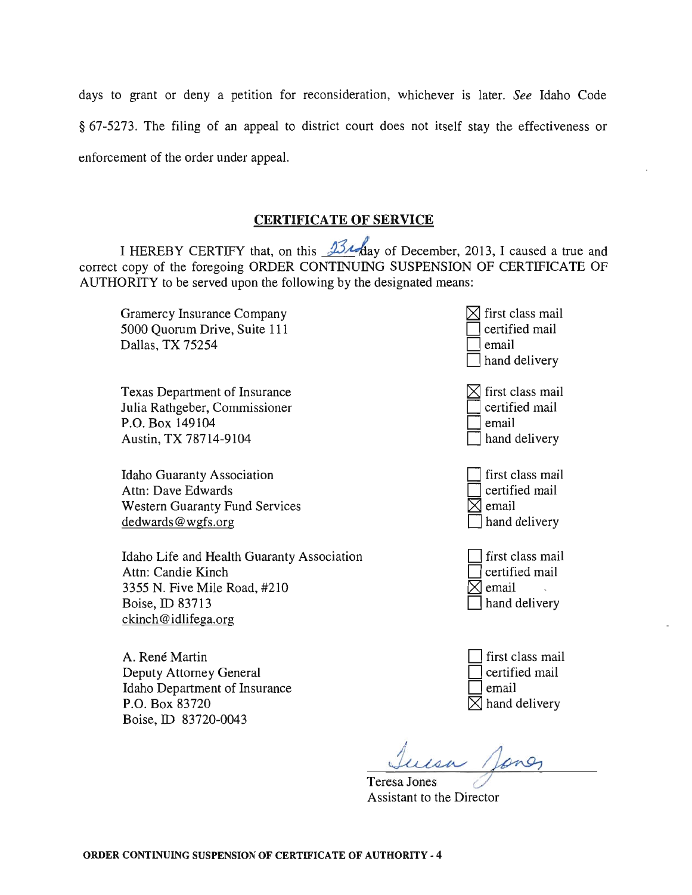days to grant or deny a petition for reconsideration, whichever is later. *See* Idaho Code § 67-5273. The filing of an appeal to district court does not itself stay the effectiveness or enforcement of the order under appeal.

## CERTIFICATE OF SERVICE

I HEREBY CERTIFY that, on this 23rd day of December, 2013, I caused a true and correct copy of the foregoing ORDER CONTINUING SUSPENSION OF CERTIFICATE OF AUTHORITY to be served upon the following by the designated means:

| | |
|---|---|
| Gramercy Insurance Company<br>5000 Quorum Drive, Suite 111<br>Dallas, TX 75254 | ☒ first class mail<br>☐ certified mail<br>☐ email<br>☐ hand delivery |
| Texas Department of Insurance<br>Julia Rathgeber, Commissioner<br>P.O. Box 149104<br>Austin, TX 78714-9104 | ☒ first class mail<br>☐ certified mail<br>☐ email<br>☐ hand delivery |
| Idaho Guaranty Association<br>Attn: Dave Edwards<br>Western Guaranty Fund Services<br>dedwards@wgfs.org | ☐ first class mail<br>☐ certified mail<br>☒ email<br>☐ hand delivery |
| Idaho Life and Health Guaranty Association<br>Attn: Candie Kinch<br>3355 N. Five Mile Road, #210<br>Boise, ID 83713<br>ckinch@idlifega.org | ☐ first class mail<br>☐ certified mail<br>☒ email<br>☐ hand delivery |
| A. René Martin<br>Deputy Attorney General<br>Idaho Department of Insurance<br>P.O. Box 83720<br>Boise, ID 83720-0043 | ☐ first class mail<br>☐ certified mail<br>☐ email<br>☒ hand delivery |

Teresa Jones
Assistant to the Director